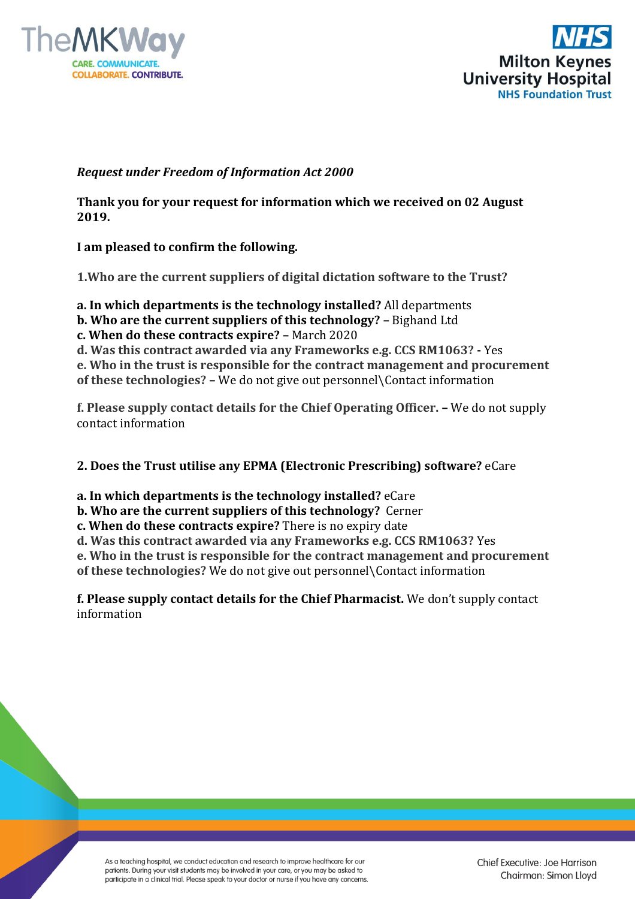*Request under Freedom of Information Act 2000*

**Thank you for your request for information which we received on 02 August 2019.**

**I am pleased to confirm the following.**

**1.Who are the current suppliers of digital dictation software to the Trust?**

**a. In which departments is the technology installed?** All departments
**b. Who are the current suppliers of this technology? –** Bighand Ltd
**c. When do these contracts expire? –** March 2020
**d. Was this contract awarded via any Frameworks e.g. CCS RM1063? -** Yes
**e. Who in the trust is responsible for the contract management and procurement of these technologies? –** We do not give out personnel\Contact information

**f. Please supply contact details for the Chief Operating Officer. –** We do not supply contact information

**2. Does the Trust utilise any EPMA (Electronic Prescribing) software?** eCare

**a. In which departments is the technology installed?** eCare
**b. Who are the current suppliers of this technology?** Cerner
**c. When do these contracts expire?** There is no expiry date
**d. Was this contract awarded via any Frameworks e.g. CCS RM1063?** Yes
**e. Who in the trust is responsible for the contract management and procurement of these technologies?** We do not give out personnel\Contact information

**f. Please supply contact details for the Chief Pharmacist.** We don't supply contact information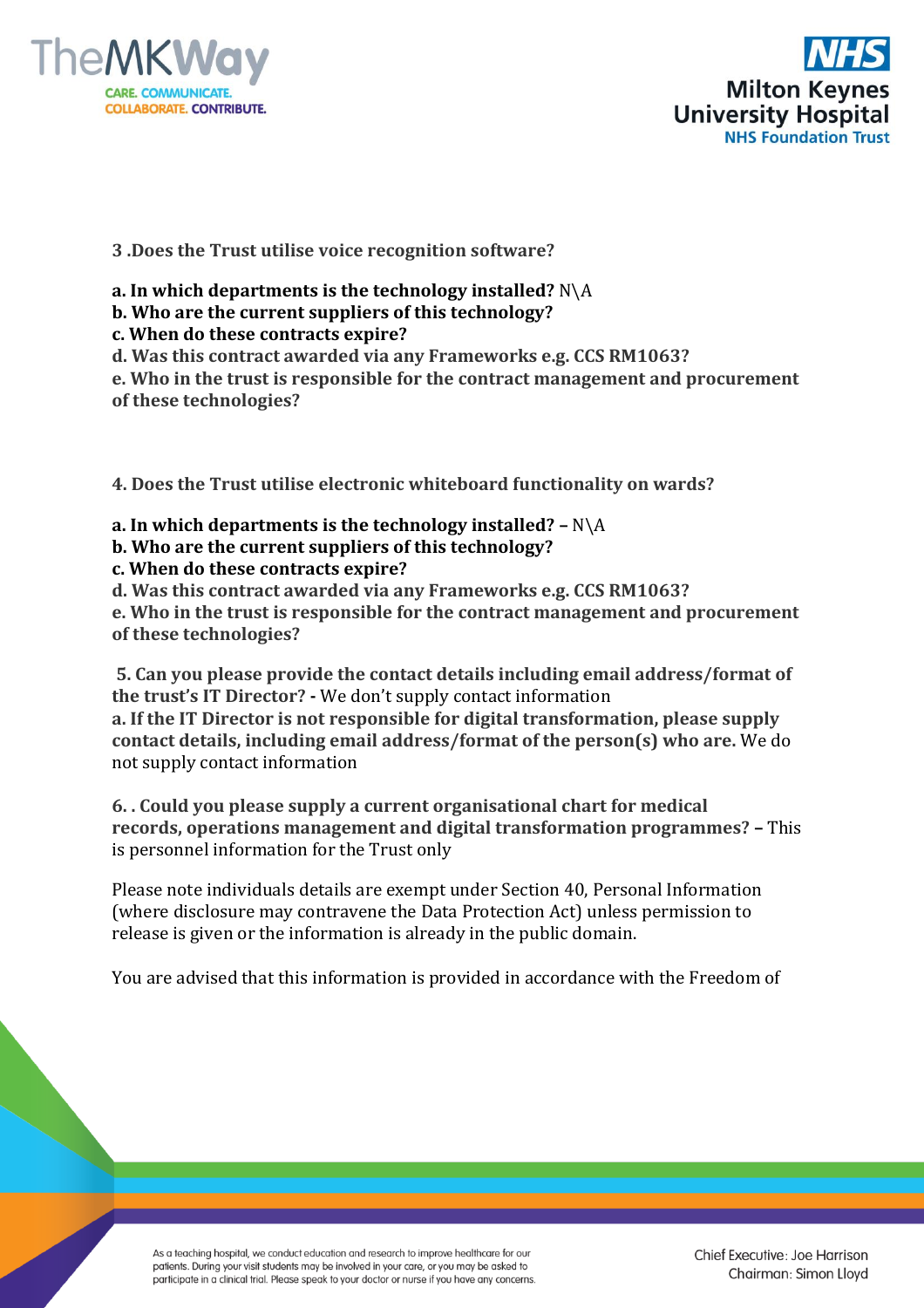3 .**Does the Trust utilise voice recognition software?**

**a. In which departments is the technology installed?** N\A
**b. Who are the current suppliers of this technology?**
**c. When do these contracts expire?**
**d. Was this contract awarded via any Frameworks e.g. CCS RM1063?**
**e. Who in the trust is responsible for the contract management and procurement of these technologies?**

**4. Does the Trust utilise electronic whiteboard functionality on wards?**

**a. In which departments is the technology installed? –** N\A
**b. Who are the current suppliers of this technology?**
**c. When do these contracts expire?**
**d. Was this contract awarded via any Frameworks e.g. CCS RM1063?**
**e. Who in the trust is responsible for the contract management and procurement of these technologies?**

**5. Can you please provide the contact details including email address/format of the trust's IT Director? -** We don't supply contact information
**a. If the IT Director is not responsible for digital transformation, please supply contact details, including email address/format of the person(s) who are.** We do not supply contact information

**6. . Could you please supply a current organisational chart for medical records, operations management and digital transformation programmes? –** This is personnel information for the Trust only

Please note individuals details are exempt under Section 40, Personal Information (where disclosure may contravene the Data Protection Act) unless permission to release is given or the information is already in the public domain.

You are advised that this information is provided in accordance with the Freedom of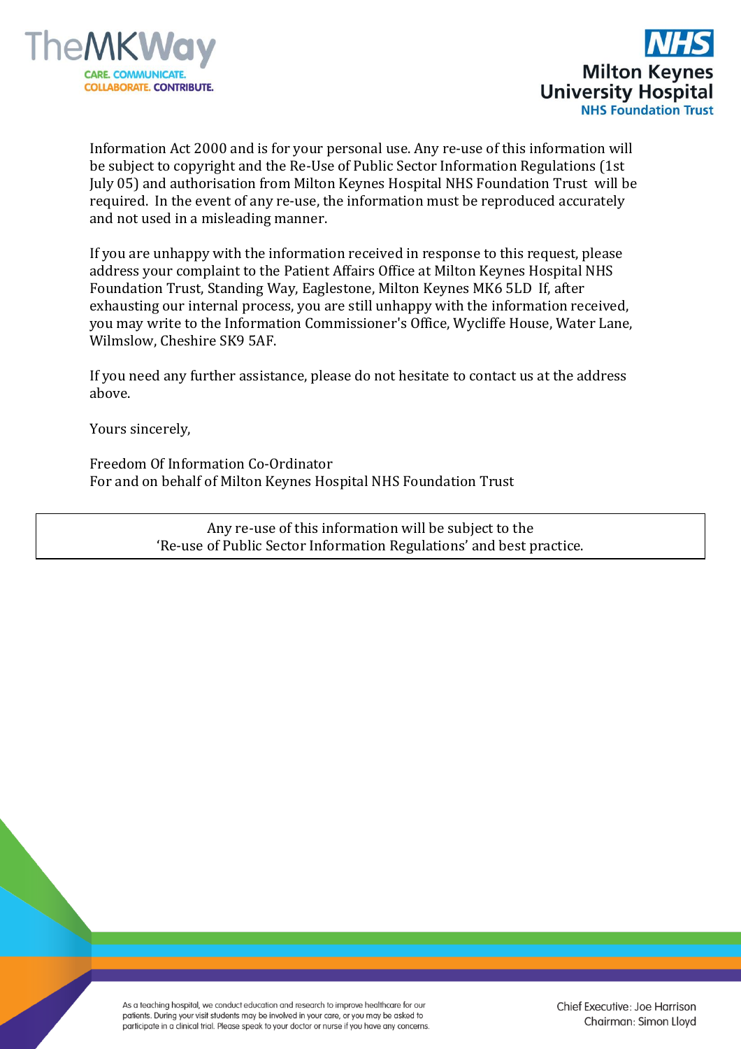Information Act 2000 and is for your personal use. Any re-use of this information will be subject to copyright and the Re-Use of Public Sector Information Regulations (1st July 05) and authorisation from Milton Keynes Hospital NHS Foundation Trust will be required. In the event of any re-use, the information must be reproduced accurately and not used in a misleading manner.

If you are unhappy with the information received in response to this request, please address your complaint to the Patient Affairs Office at Milton Keynes Hospital NHS Foundation Trust, Standing Way, Eaglestone, Milton Keynes MK6 5LD If, after exhausting our internal process, you are still unhappy with the information received, you may write to the Information Commissioner's Office, Wycliffe House, Water Lane, Wilmslow, Cheshire SK9 5AF.

If you need any further assistance, please do not hesitate to contact us at the address above.

Yours sincerely,

Freedom Of Information Co-Ordinator
For and on behalf of Milton Keynes Hospital NHS Foundation Trust

Any re-use of this information will be subject to the
'Re-use of Public Sector Information Regulations' and best practice.